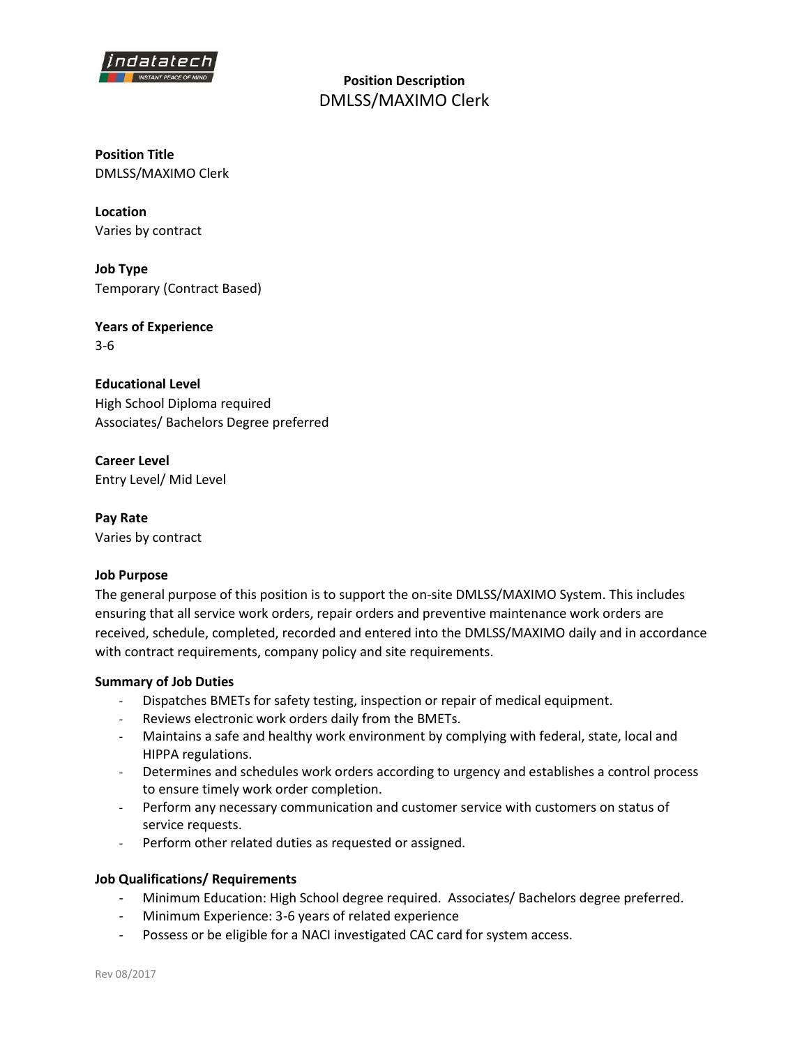# Position Description

## DMLSS/MAXIMO Clerk

**Position Title**
DMLSS/MAXIMO Clerk

**Location**
Varies by contract

**Job Type**
Temporary (Contract Based)

**Years of Experience**
3-6

**Educational Level**
High School Diploma required
Associates/ Bachelors Degree preferred

**Career Level**
Entry Level/ Mid Level

**Pay Rate**
Varies by contract

**Job Purpose**
The general purpose of this position is to support the on-site DMLSS/MAXIMO System. This includes ensuring that all service work orders, repair orders and preventive maintenance work orders are received, schedule, completed, recorded and entered into the DMLSS/MAXIMO daily and in accordance with contract requirements, company policy and site requirements.

**Summary of Job Duties**

- Dispatches BMETs for safety testing, inspection or repair of medical equipment.
- Reviews electronic work orders daily from the BMETs.
- Maintains a safe and healthy work environment by complying with federal, state, local and HIPPA regulations.
- Determines and schedules work orders according to urgency and establishes a control process to ensure timely work order completion.
- Perform any necessary communication and customer service with customers on status of service requests.
- Perform other related duties as requested or assigned.

**Job Qualifications/ Requirements**

- Minimum Education: High School degree required. Associates/ Bachelors degree preferred.
- Minimum Experience: 3-6 years of related experience
- Possess or be eligible for a NACI investigated CAC card for system access.

Rev 08/2017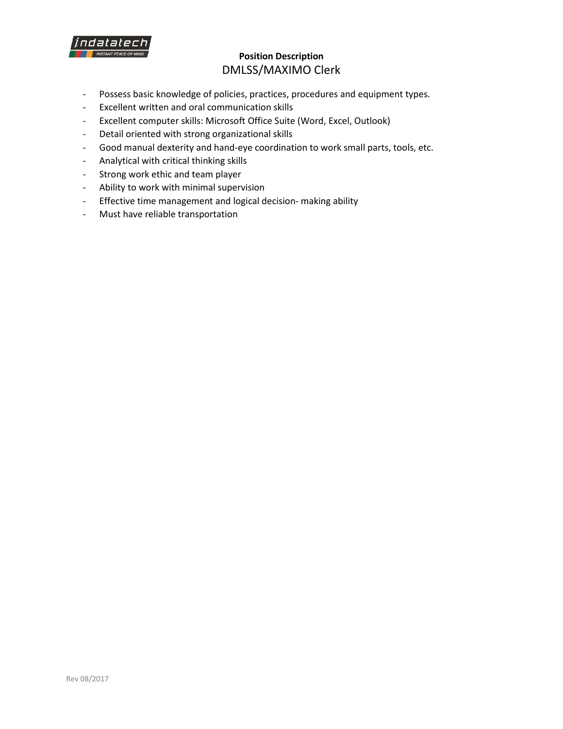**Position Description**

DMLSS/MAXIMO Clerk

- Possess basic knowledge of policies, practices, procedures and equipment types.
- Excellent written and oral communication skills
- Excellent computer skills: Microsoft Office Suite (Word, Excel, Outlook)
- Detail oriented with strong organizational skills
- Good manual dexterity and hand-eye coordination to work small parts, tools, etc.
- Analytical with critical thinking skills
- Strong work ethic and team player
- Ability to work with minimal supervision
- Effective time management and logical decision- making ability
- Must have reliable transportation